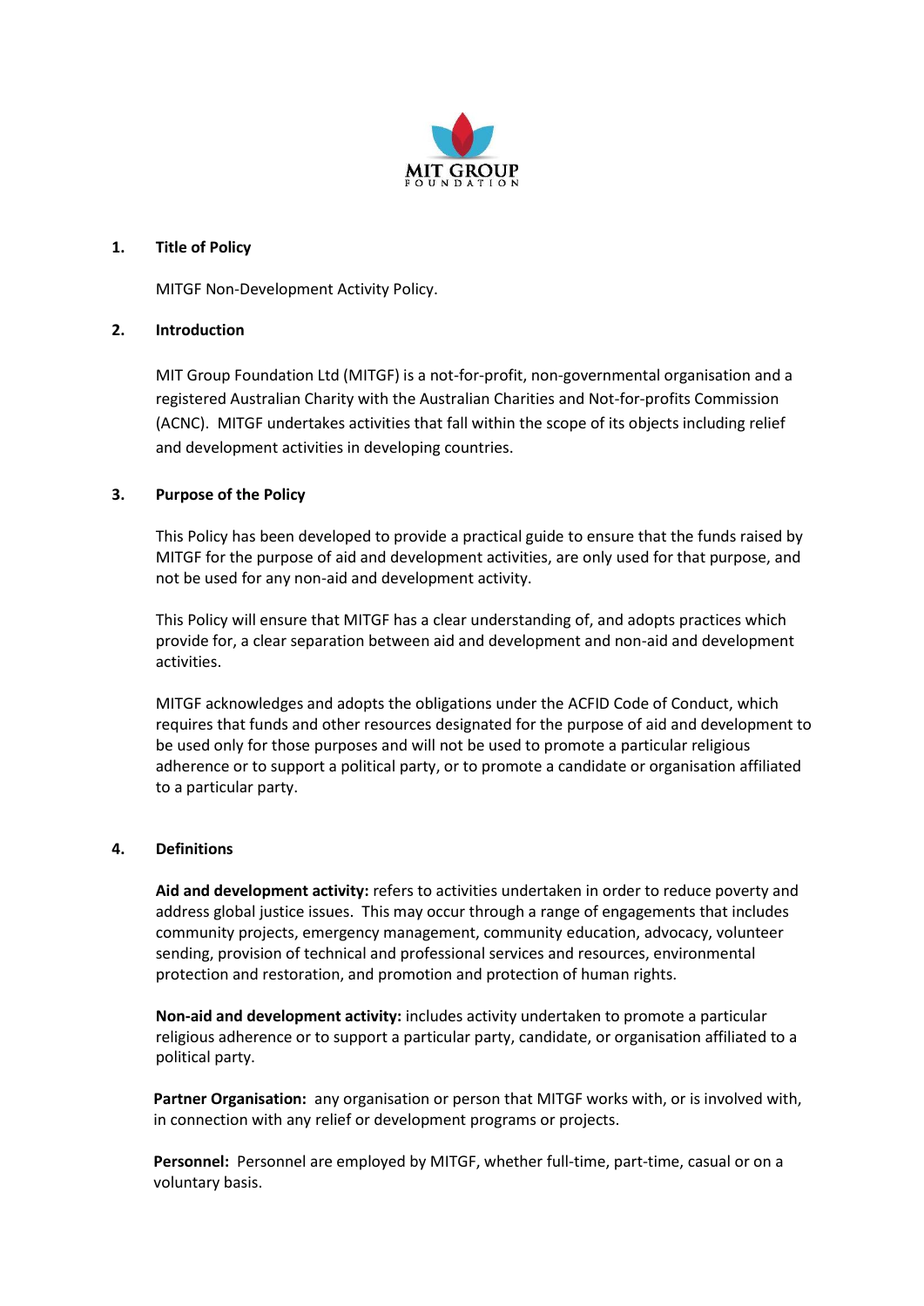MIT GROUP
FOUNDATION

## 1. Title of Policy

MITGF Non-Development Activity Policy.

## 2. Introduction

MIT Group Foundation Ltd (MITGF) is a not-for-profit, non-governmental organisation and a registered Australian Charity with the Australian Charities and Not-for-profits Commission (ACNC). MITGF undertakes activities that fall within the scope of its objects including relief and development activities in developing countries.

## 3. Purpose of the Policy

This Policy has been developed to provide a practical guide to ensure that the funds raised by MITGF for the purpose of aid and development activities, are only used for that purpose, and not be used for any non-aid and development activity.

This Policy will ensure that MITGF has a clear understanding of, and adopts practices which provide for, a clear separation between aid and development and non-aid and development activities.

MITGF acknowledges and adopts the obligations under the ACFID Code of Conduct, which requires that funds and other resources designated for the purpose of aid and development to be used only for those purposes and will not be used to promote a particular religious adherence or to support a political party, or to promote a candidate or organisation affiliated to a particular party.

## 4. Definitions

**Aid and development activity:** refers to activities undertaken in order to reduce poverty and address global justice issues. This may occur through a range of engagements that includes community projects, emergency management, community education, advocacy, volunteer sending, provision of technical and professional services and resources, environmental protection and restoration, and promotion and protection of human rights.

**Non-aid and development activity:** includes activity undertaken to promote a particular religious adherence or to support a particular party, candidate, or organisation affiliated to a political party.

**Partner Organisation:** any organisation or person that MITGF works with, or is involved with, in connection with any relief or development programs or projects.

**Personnel:** Personnel are employed by MITGF, whether full-time, part-time, casual or on a voluntary basis.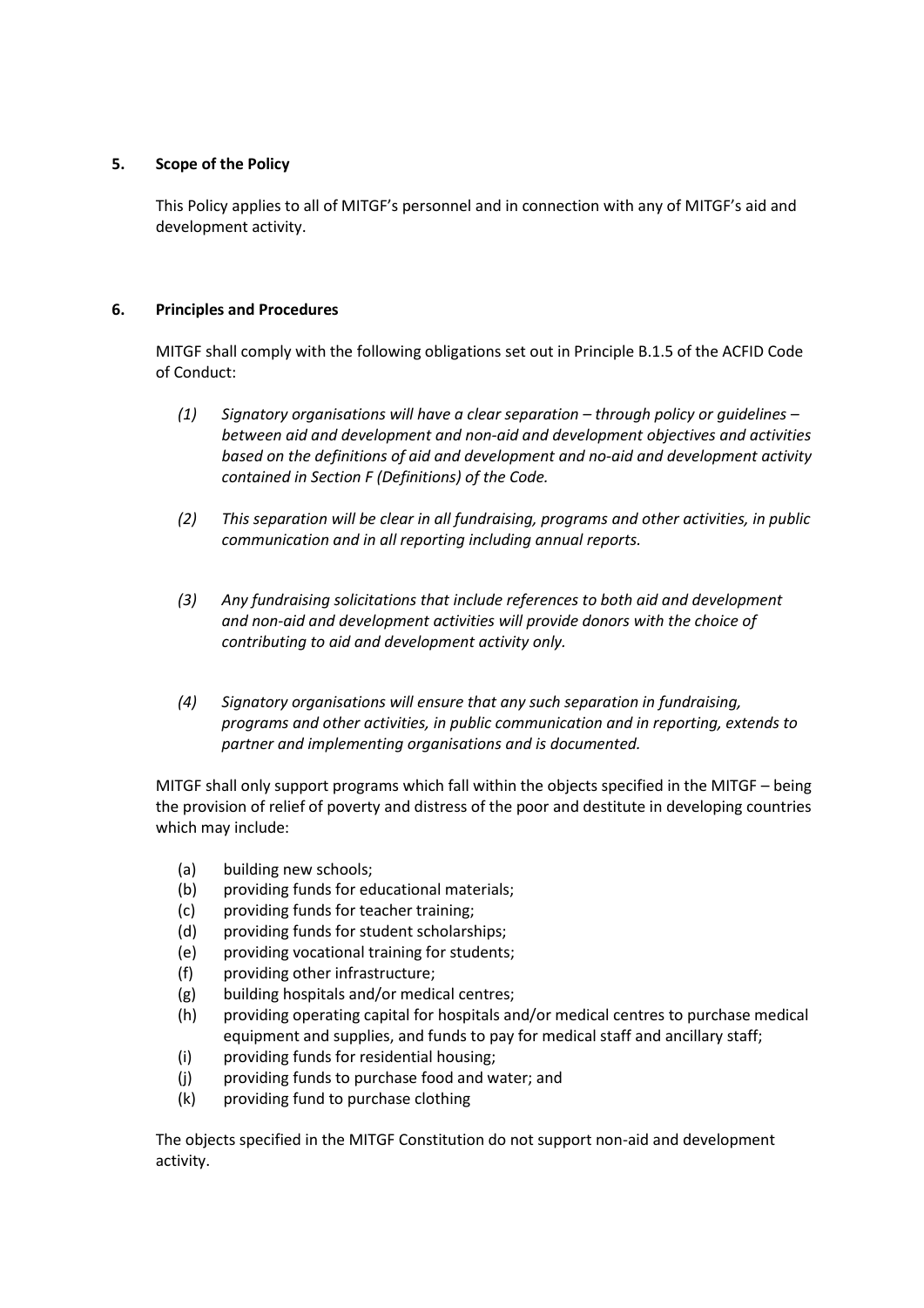## 5. Scope of the Policy

This Policy applies to all of MITGF's personnel and in connection with any of MITGF's aid and development activity.

## 6. Principles and Procedures

MITGF shall comply with the following obligations set out in Principle B.1.5 of the ACFID Code of Conduct:

*(1) Signatory organisations will have a clear separation – through policy or guidelines – between aid and development and non-aid and development objectives and activities based on the definitions of aid and development and no-aid and development activity contained in Section F (Definitions) of the Code.*

*(2) This separation will be clear in all fundraising, programs and other activities, in public communication and in all reporting including annual reports.*

*(3) Any fundraising solicitations that include references to both aid and development and non-aid and development activities will provide donors with the choice of contributing to aid and development activity only.*

*(4) Signatory organisations will ensure that any such separation in fundraising, programs and other activities, in public communication and in reporting, extends to partner and implementing organisations and is documented.*

MITGF shall only support programs which fall within the objects specified in the MITGF – being the provision of relief of poverty and distress of the poor and destitute in developing countries which may include:

(a) building new schools;
(b) providing funds for educational materials;
(c) providing funds for teacher training;
(d) providing funds for student scholarships;
(e) providing vocational training for students;
(f) providing other infrastructure;
(g) building hospitals and/or medical centres;
(h) providing operating capital for hospitals and/or medical centres to purchase medical equipment and supplies, and funds to pay for medical staff and ancillary staff;
(i) providing funds for residential housing;
(j) providing funds to purchase food and water; and
(k) providing fund to purchase clothing

The objects specified in the MITGF Constitution do not support non-aid and development activity.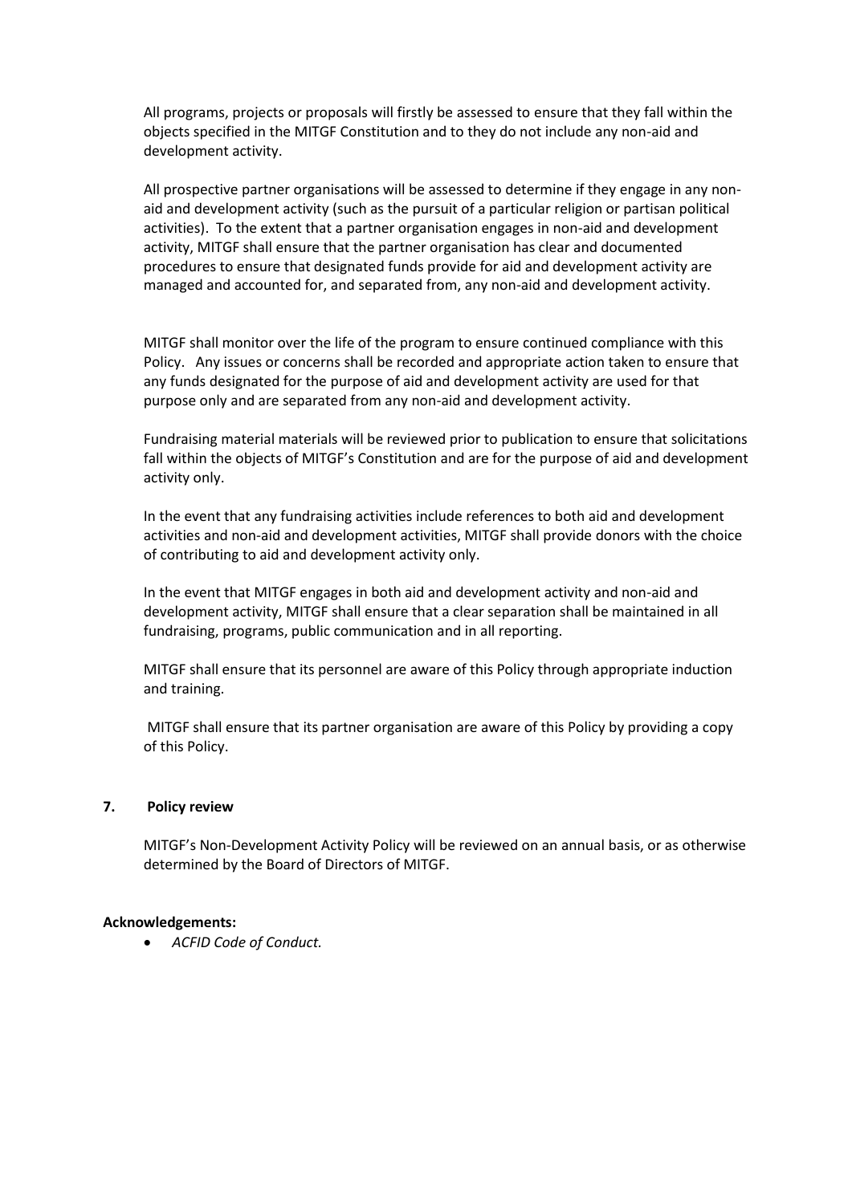All programs, projects or proposals will firstly be assessed to ensure that they fall within the objects specified in the MITGF Constitution and to they do not include any non-aid and development activity.

All prospective partner organisations will be assessed to determine if they engage in any non-aid and development activity (such as the pursuit of a particular religion or partisan political activities). To the extent that a partner organisation engages in non-aid and development activity, MITGF shall ensure that the partner organisation has clear and documented procedures to ensure that designated funds provide for aid and development activity are managed and accounted for, and separated from, any non-aid and development activity.

MITGF shall monitor over the life of the program to ensure continued compliance with this Policy. Any issues or concerns shall be recorded and appropriate action taken to ensure that any funds designated for the purpose of aid and development activity are used for that purpose only and are separated from any non-aid and development activity.

Fundraising material materials will be reviewed prior to publication to ensure that solicitations fall within the objects of MITGF's Constitution and are for the purpose of aid and development activity only.

In the event that any fundraising activities include references to both aid and development activities and non-aid and development activities, MITGF shall provide donors with the choice of contributing to aid and development activity only.

In the event that MITGF engages in both aid and development activity and non-aid and development activity, MITGF shall ensure that a clear separation shall be maintained in all fundraising, programs, public communication and in all reporting.

MITGF shall ensure that its personnel are aware of this Policy through appropriate induction and training.

MITGF shall ensure that its partner organisation are aware of this Policy by providing a copy of this Policy.

## 7. Policy review

MITGF's Non-Development Activity Policy will be reviewed on an annual basis, or as otherwise determined by the Board of Directors of MITGF.

**Acknowledgements:**

- *ACFID Code of Conduct.*